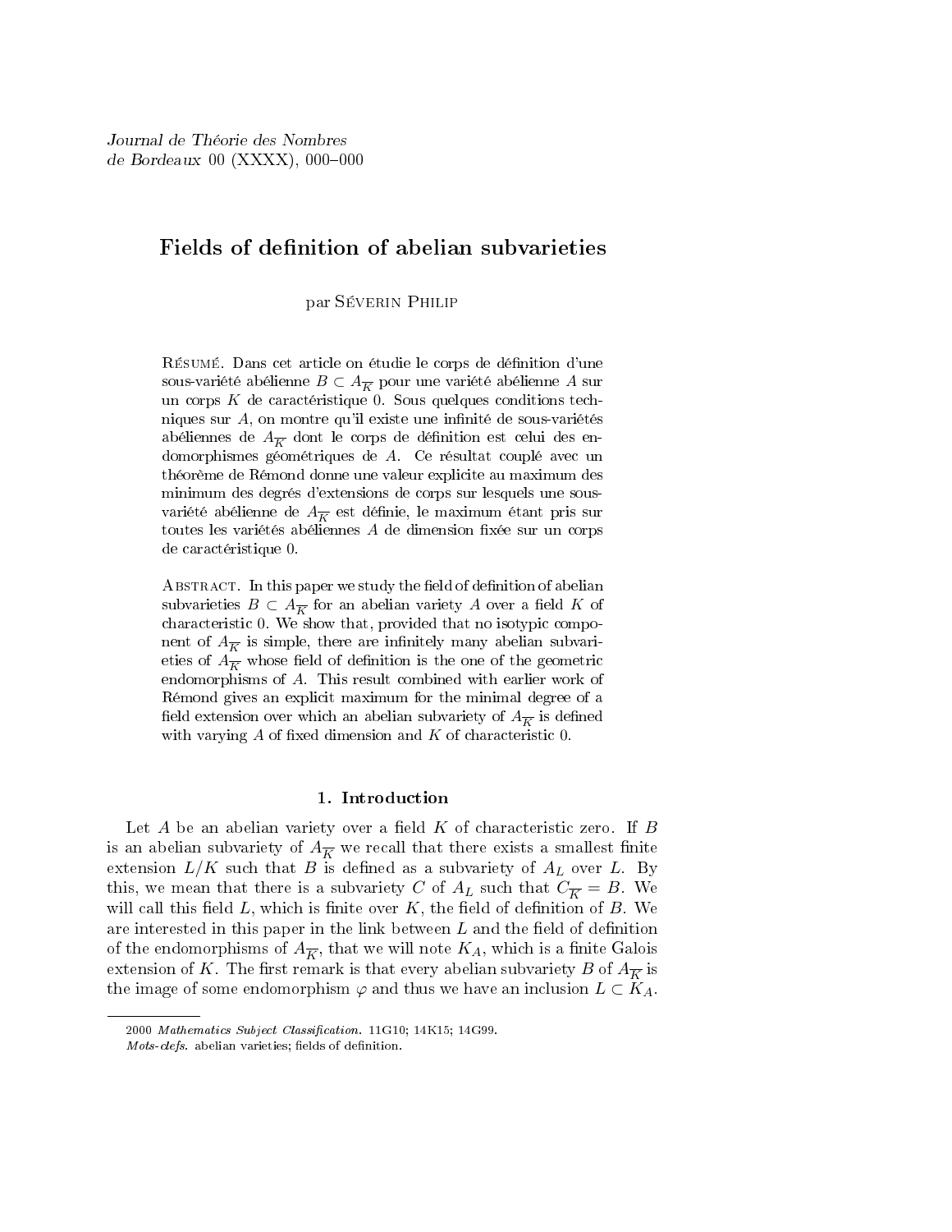# Fields of definition of abelian subvarieties

par Séverin Philip

Résumé. Dans cet article on étudie le corps de définition d'une sous-variété abélienne $B \subset A_{\overline{K}}$ pour une variété abélienne $A$ sur un corps $K$ de caractéristique 0. Sous quelques conditions techniques sur $A$, on montre qu'il existe une infinité de sous-variétés abéliennes de $A_{\overline{K}}$ dont le corps de définition est celui des endomorphismes géométriques de $A$. Ce résultat couplé avec un théorème de Rémond donne une valeur explicite au maximum des minimum des degrés d'extensions de corps sur lesquels une sous-variété abélienne de $A_{\overline{K}}$ est définie, le maximum étant pris sur toutes les variétés abéliennes $A$ de dimension fixée sur un corps de caractéristique 0.

Abstract. In this paper we study the field of definition of abelian subvarieties $B \subset A_{\overline{K}}$ for an abelian variety $A$ over a field $K$ of characteristic 0. We show that, provided that no isotypic component of $A_{\overline{K}}$ is simple, there are infinitely many abelian subvarieties of $A_{\overline{K}}$ whose field of definition is the one of the geometric endomorphisms of $A$. This result combined with earlier work of Rémond gives an explicit maximum for the minimal degree of a field extension over which an abelian subvariety of $A_{\overline{K}}$ is defined with varying $A$ of fixed dimension and $K$ of characteristic 0.

## 1. Introduction

Let $A$ be an abelian variety over a field $K$ of characteristic zero. If $B$ is an abelian subvariety of $A_{\overline{K}}$ we recall that there exists a smallest finite extension $L/K$ such that $B$ is defined as a subvariety of $A_L$ over $L$. By this, we mean that there is a subvariety $C$ of $A_L$ such that $C_{\overline{K}} = B$. We will call this field $L$, which is finite over $K$, the field of definition of $B$. We are interested in this paper in the link between $L$ and the field of definition of the endomorphisms of $A_{\overline{K}}$, that we will note $K_A$, which is a finite Galois extension of $K$. The first remark is that every abelian subvariety $B$ of $A_{\overline{K}}$ is the image of some endomorphism $\varphi$ and thus we have an inclusion $L \subset K_A$.

---

2000 *Mathematics Subject Classification.* 11G10; 14K15; 14G99.

*Mots-clefs.* abelian varieties; fields of definition.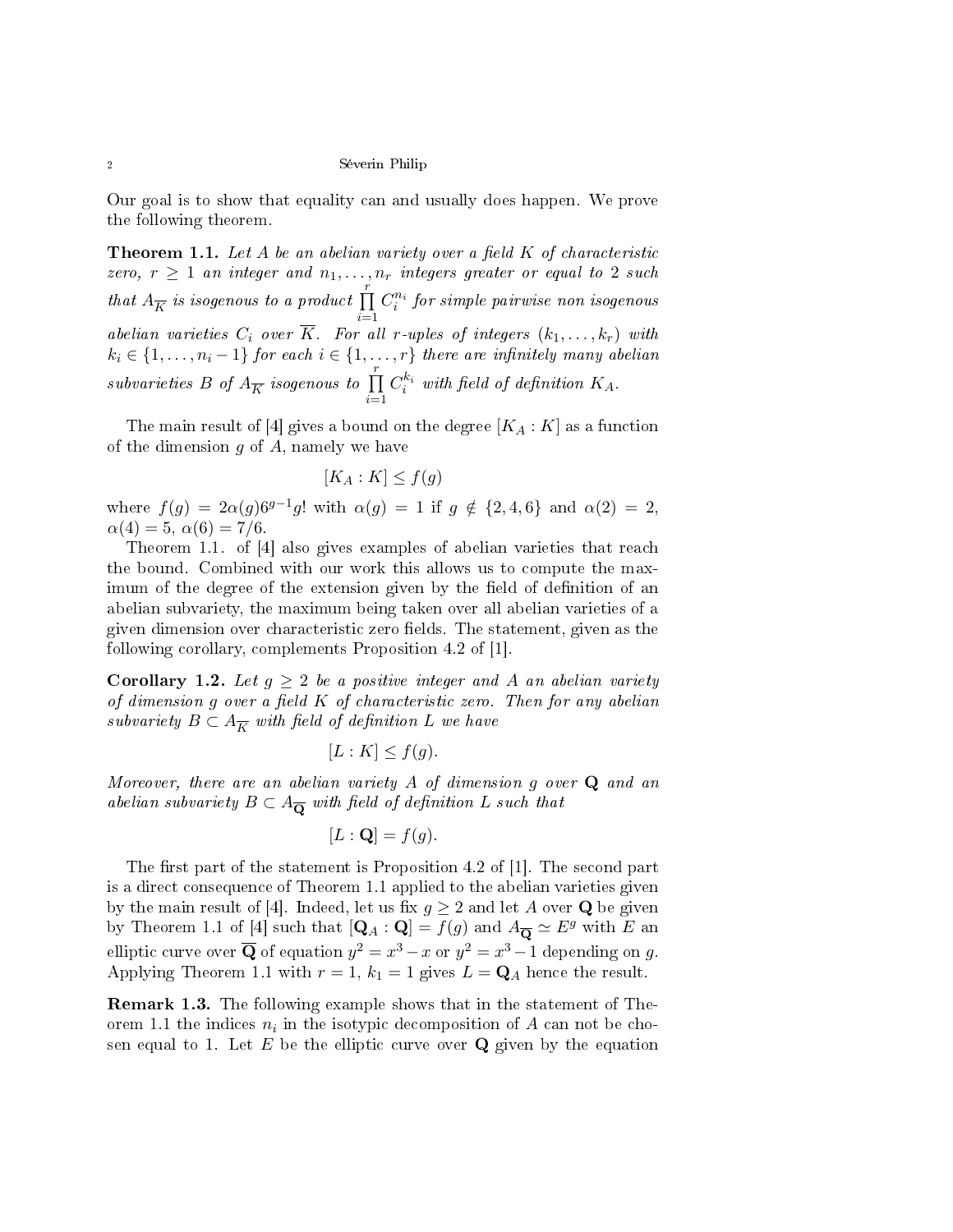Our goal is to show that equality can and usually does happen. We prove the following theorem.

**Theorem 1.1.** *Let $A$ be an abelian variety over a field $K$ of characteristic zero, $r \geq 1$ an integer and $n_1, \ldots, n_r$ integers greater or equal to 2 such that $A_{\overline{K}}$ is isogenous to a product $\prod_{i=1}^{r} C_i^{n_i}$ for simple pairwise non isogenous abelian varieties $C_i$ over $\overline{K}$. For all $r$-uples of integers $(k_1, \ldots, k_r)$ with $k_i \in \{1, \ldots, n_i - 1\}$ for each $i \in \{1, \ldots, r\}$ there are infinitely many abelian subvarieties $B$ of $A_{\overline{K}}$ isogenous to $\prod_{i=1}^{r} C_i^{k_i}$ with field of definition $K_A$.*

The main result of [4] gives a bound on the degree $[K_A : K]$ as a function of the dimension $g$ of $A$, namely we have

$$[K_A : K] \leq f(g)$$

where $f(g) = 2\alpha(g)6^{g-1}g!$ with $\alpha(g) = 1$ if $g \notin \{2, 4, 6\}$ and $\alpha(2) = 2$, $\alpha(4) = 5$, $\alpha(6) = 7/6$.

Theorem 1.1. of [4] also gives examples of abelian varieties that reach the bound. Combined with our work this allows us to compute the maximum of the degree of the extension given by the field of definition of an abelian subvariety, the maximum being taken over all abelian varieties of a given dimension over characteristic zero fields. The statement, given as the following corollary, complements Proposition 4.2 of [1].

**Corollary 1.2.** *Let $g \geq 2$ be a positive integer and $A$ an abelian variety of dimension $g$ over a field $K$ of characteristic zero. Then for any abelian subvariety $B \subset A_{\overline{K}}$ with field of definition $L$ we have*

$$[L : K] \leq f(g).$$

*Moreover, there are an abelian variety $A$ of dimension $g$ over $\mathbf{Q}$ and an abelian subvariety $B \subset A_{\overline{\mathbf{Q}}}$ with field of definition $L$ such that*

$$[L : \mathbf{Q}] = f(g).$$

The first part of the statement is Proposition 4.2 of [1]. The second part is a direct consequence of Theorem 1.1 applied to the abelian varieties given by the main result of [4]. Indeed, let us fix $g \geq 2$ and let $A$ over $\mathbf{Q}$ be given by Theorem 1.1 of [4] such that $[\mathbf{Q}_A : \mathbf{Q}] = f(g)$ and $A_{\overline{\mathbf{Q}}} \simeq E^g$ with $E$ an elliptic curve over $\overline{\mathbf{Q}}$ of equation $y^2 = x^3 - x$ or $y^2 = x^3 - 1$ depending on $g$. Applying Theorem 1.1 with $r = 1$, $k_1 = 1$ gives $L = \mathbf{Q}_A$ hence the result.

**Remark 1.3.** The following example shows that in the statement of Theorem 1.1 the indices $n_i$ in the isotypic decomposition of $A$ can not be chosen equal to 1. Let $E$ be the elliptic curve over $\mathbf{Q}$ given by the equation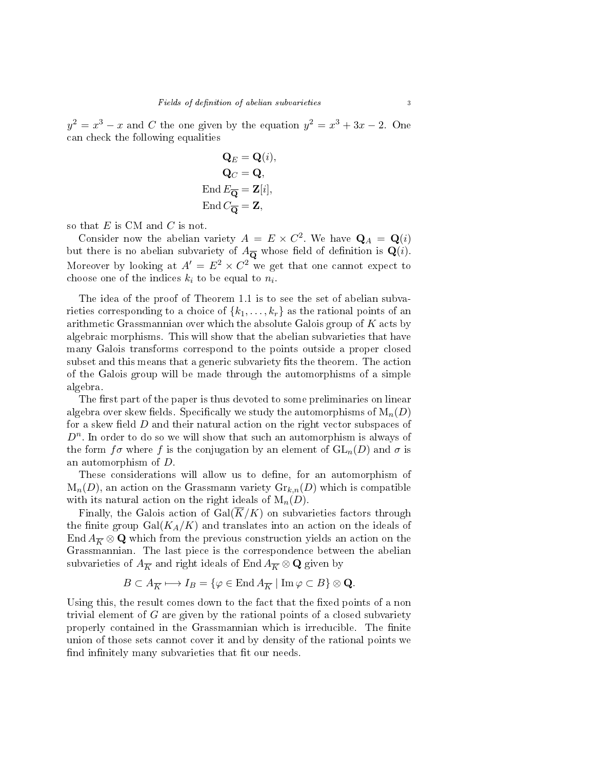$y^2 = x^3 - x$ and $C$ the one given by the equation $y^2 = x^3 + 3x - 2$. One can check the following equalities

$$
\begin{aligned}
\mathbf{Q}_E &= \mathbf{Q}(i), \\
\mathbf{Q}_C &= \mathbf{Q}, \\
\operatorname{End} E_{\overline{\mathbf{Q}}} &= \mathbf{Z}[i], \\
\operatorname{End} C_{\overline{\mathbf{Q}}} &= \mathbf{Z},
\end{aligned}
$$

so that $E$ is CM and $C$ is not.

Consider now the abelian variety $A = E \times C^2$. We have $\mathbf{Q}_A = \mathbf{Q}(i)$ but there is no abelian subvariety of $A_{\overline{\mathbf{Q}}}$ whose field of definition is $\mathbf{Q}(i)$. Moreover by looking at $A' = E^2 \times C^2$ we get that one cannot expect to choose one of the indices $k_i$ to be equal to $n_i$.

The idea of the proof of Theorem 1.1 is to see the set of abelian subvarieties corresponding to a choice of $\{k_1, \ldots, k_r\}$ as the rational points of an arithmetic Grassmannian over which the absolute Galois group of $K$ acts by algebraic morphisms. This will show that the abelian subvarieties that have many Galois transforms correspond to the points outside a proper closed subset and this means that a generic subvariety fits the theorem. The action of the Galois group will be made through the automorphisms of a simple algebra.

The first part of the paper is thus devoted to some preliminaries on linear algebra over skew fields. Specifically we study the automorphisms of $\mathrm{M}_n(D)$ for a skew field $D$ and their natural action on the right vector subspaces of $D^n$. In order to do so we will show that such an automorphism is always of the form $f\sigma$ where $f$ is the conjugation by an element of $\mathrm{GL}_n(D)$ and $\sigma$ is an automorphism of $D$.

These considerations will allow us to define, for an automorphism of $\mathrm{M}_n(D)$, an action on the Grassmann variety $\mathrm{Gr}_{k,n}(D)$ which is compatible with its natural action on the right ideals of $\mathrm{M}_n(D)$.

Finally, the Galois action of $\mathrm{Gal}(\overline{K}/K)$ on subvarieties factors through the finite group $\mathrm{Gal}(K_A/K)$ and translates into an action on the ideals of $\operatorname{End} A_{\overline{K}} \otimes \mathbf{Q}$ which from the previous construction yields an action on the Grassmannian. The last piece is the correspondence between the abelian subvarieties of $A_{\overline{K}}$ and right ideals of $\operatorname{End} A_{\overline{K}} \otimes \mathbf{Q}$ given by

$$
B \subset A_{\overline{K}} \longmapsto I_B = \{\varphi \in \operatorname{End} A_{\overline{K}} \mid \operatorname{Im} \varphi \subset B\} \otimes \mathbf{Q}.
$$

Using this, the result comes down to the fact that the fixed points of a non trivial element of $G$ are given by the rational points of a closed subvariety properly contained in the Grassmannian which is irreducible. The finite union of those sets cannot cover it and by density of the rational points we find infinitely many subvarieties that fit our needs.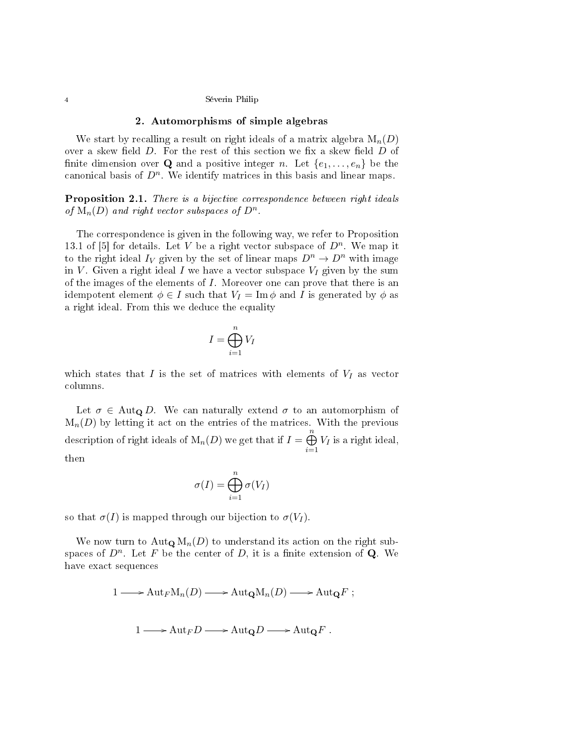## 2. Automorphisms of simple algebras

We start by recalling a result on right ideals of a matrix algebra $\mathrm{M}_n(D)$ over a skew field $D$. For the rest of this section we fix a skew field $D$ of finite dimension over $\mathbf{Q}$ and a positive integer $n$. Let $\{e_1, \ldots, e_n\}$ be the canonical basis of $D^n$. We identify matrices in this basis and linear maps.

**Proposition 2.1.** *There is a bijective correspondence between right ideals of* $\mathrm{M}_n(D)$ *and right vector subspaces of* $D^n$.

The correspondence is given in the following way, we refer to Proposition 13.1 of [5] for details. Let $V$ be a right vector subspace of $D^n$. We map it to the right ideal $I_V$ given by the set of linear maps $D^n \to D^n$ with image in $V$. Given a right ideal $I$ we have a vector subspace $V_I$ given by the sum of the images of the elements of $I$. Moreover one can prove that there is an idempotent element $\phi \in I$ such that $V_I = \operatorname{Im} \phi$ and $I$ is generated by $\phi$ as a right ideal. From this we deduce the equality

$$I = \bigoplus_{i=1}^{n} V_I$$

which states that $I$ is the set of matrices with elements of $V_I$ as vector columns.

Let $\sigma \in \operatorname{Aut}_{\mathbf{Q}} D$. We can naturally extend $\sigma$ to an automorphism of $\mathrm{M}_n(D)$ by letting it act on the entries of the matrices. With the previous description of right ideals of $\mathrm{M}_n(D)$ we get that if $I = \bigoplus_{i=1}^{n} V_I$ is a right ideal, then

$$\sigma(I) = \bigoplus_{i=1}^{n} \sigma(V_I)$$

so that $\sigma(I)$ is mapped through our bijection to $\sigma(V_I)$.

We now turn to $\operatorname{Aut}_{\mathbf{Q}} \mathrm{M}_n(D)$ to understand its action on the right subspaces of $D^n$. Let $F$ be the center of $D$, it is a finite extension of $\mathbf{Q}$. We have exact sequences

$$1 \longrightarrow \operatorname{Aut}_F \mathrm{M}_n(D) \longrightarrow \operatorname{Aut}_{\mathbf{Q}} \mathrm{M}_n(D) \longrightarrow \operatorname{Aut}_{\mathbf{Q}} F \ ;$$

$$1 \longrightarrow \operatorname{Aut}_F D \longrightarrow \operatorname{Aut}_{\mathbf{Q}} D \longrightarrow \operatorname{Aut}_{\mathbf{Q}} F \ .$$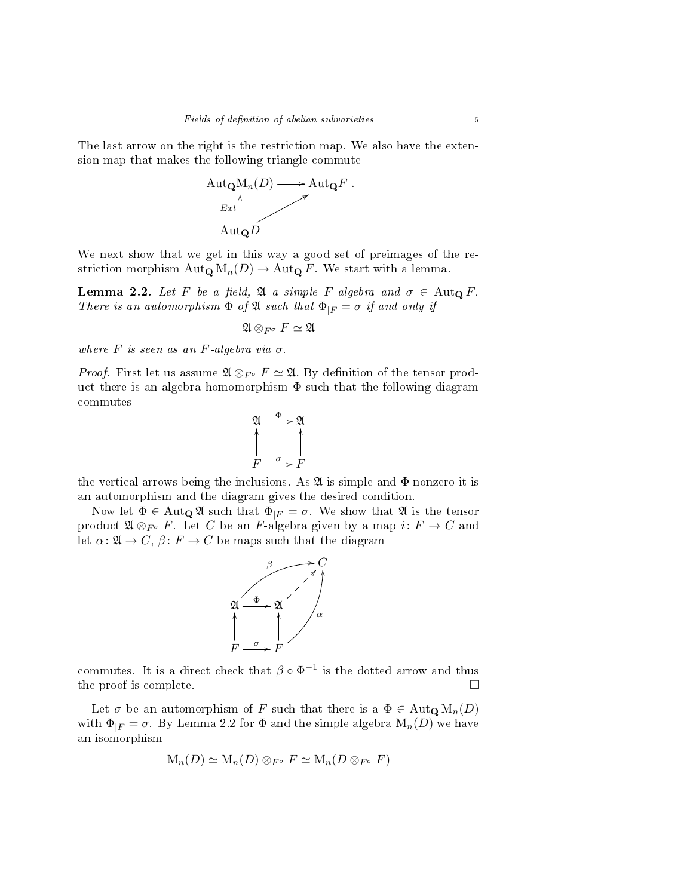The last arrow on the right is the restriction map. We also have the extension map that makes the following triangle commute

$$\begin{array}{ccc} \mathrm{Aut}_{\mathbf{Q}}\mathrm{M}_n(D) & \longrightarrow & \mathrm{Aut}_{\mathbf{Q}}F\ . \\ {\scriptstyle Ext}\uparrow & \nearrow & \\ \mathrm{Aut}_{\mathbf{Q}}D & & \end{array}$$

We next show that we get in this way a good set of preimages of the restriction morphism $\mathrm{Aut}_{\mathbf{Q}}\,\mathrm{M}_n(D) \to \mathrm{Aut}_{\mathbf{Q}}\,F$. We start with a lemma.

**Lemma 2.2.** *Let $F$ be a field, $\mathfrak{A}$ a simple $F$-algebra and $\sigma \in \mathrm{Aut}_{\mathbf{Q}}\,F$. There is an automorphism $\Phi$ of $\mathfrak{A}$ such that $\Phi_{|F} = \sigma$ if and only if*

$$\mathfrak{A} \otimes_{F^\sigma} F \simeq \mathfrak{A}$$

*where $F$ is seen as an $F$-algebra via $\sigma$.*

*Proof.* First let us assume $\mathfrak{A} \otimes_{F^\sigma} F \simeq \mathfrak{A}$. By definition of the tensor product there is an algebra homomorphism $\Phi$ such that the following diagram commutes

$$\begin{array}{ccc} \mathfrak{A} & \xrightarrow{\ \Phi\ } & \mathfrak{A} \\ \uparrow & & \uparrow \\ F & \xrightarrow{\ \sigma\ } & F \end{array}$$

the vertical arrows being the inclusions. As $\mathfrak{A}$ is simple and $\Phi$ nonzero it is an automorphism and the diagram gives the desired condition.

Now let $\Phi \in \mathrm{Aut}_{\mathbf{Q}}\,\mathfrak{A}$ such that $\Phi_{|F} = \sigma$. We show that $\mathfrak{A}$ is the tensor product $\mathfrak{A} \otimes_{F^\sigma} F$. Let $C$ be an $F$-algebra given by a map $i\colon F \to C$ and let $\alpha\colon \mathfrak{A} \to C$, $\beta\colon F \to C$ be maps such that the diagram

$$\begin{array}{ccccc} & & & & C \\ & \overset{\beta}{\nearrow} & & \nearrow\!\!\text{(dotted)} & \uparrow \\ \mathfrak{A} & \xrightarrow{\ \Phi\ } & \mathfrak{A} & & \\ \uparrow & & \uparrow & & \alpha \\ F & \xrightarrow{\ \sigma\ } & F & \nearrow & \end{array}$$

commutes. It is a direct check that $\beta \circ \Phi^{-1}$ is the dotted arrow and thus the proof is complete. $\square$

Let $\sigma$ be an automorphism of $F$ such that there is a $\Phi \in \mathrm{Aut}_{\mathbf{Q}}\,\mathrm{M}_n(D)$ with $\Phi_{|F} = \sigma$. By Lemma 2.2 for $\Phi$ and the simple algebra $\mathrm{M}_n(D)$ we have an isomorphism

$$\mathrm{M}_n(D) \simeq \mathrm{M}_n(D) \otimes_{F^\sigma} F \simeq \mathrm{M}_n(D \otimes_{F^\sigma} F)$$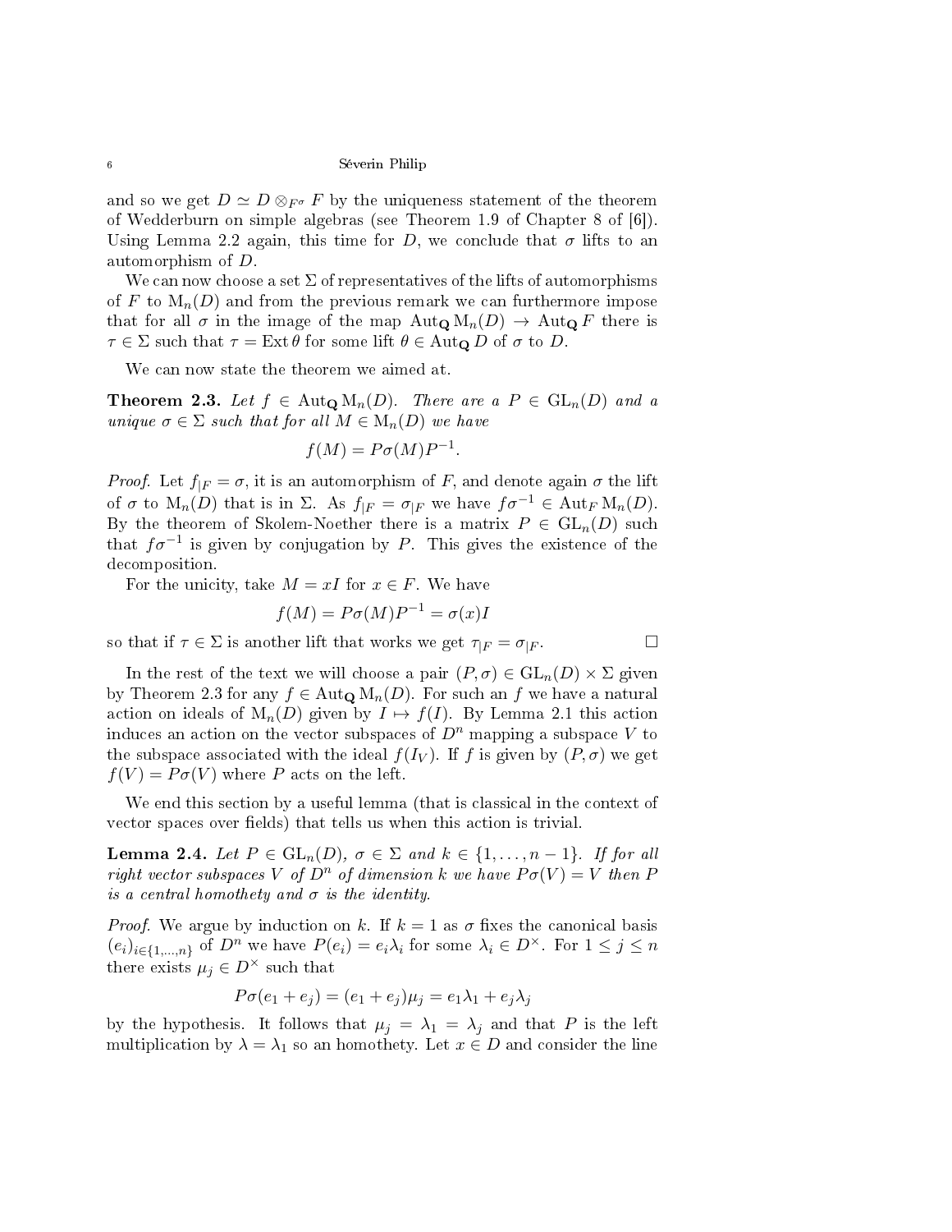and so we get $D \simeq D \otimes_{F^\sigma} F$ by the uniqueness statement of the theorem of Wedderburn on simple algebras (see Theorem 1.9 of Chapter 8 of [6]). Using Lemma 2.2 again, this time for $D$, we conclude that $\sigma$ lifts to an automorphism of $D$.

We can now choose a set $\Sigma$ of representatives of the lifts of automorphisms of $F$ to $\mathrm{M}_n(D)$ and from the previous remark we can furthermore impose that for all $\sigma$ in the image of the map $\mathrm{Aut}_{\mathbf{Q}} \mathrm{M}_n(D) \to \mathrm{Aut}_{\mathbf{Q}} F$ there is $\tau \in \Sigma$ such that $\tau = \mathrm{Ext}\, \theta$ for some lift $\theta \in \mathrm{Aut}_{\mathbf{Q}} D$ of $\sigma$ to $D$.

We can now state the theorem we aimed at.

**Theorem 2.3.** *Let $f \in \mathrm{Aut}_{\mathbf{Q}} \mathrm{M}_n(D)$. There are a $P \in \mathrm{GL}_n(D)$ and a unique $\sigma \in \Sigma$ such that for all $M \in \mathrm{M}_n(D)$ we have*

$$f(M) = P\sigma(M)P^{-1}.$$

*Proof.* Let $f_{|F} = \sigma$, it is an automorphism of $F$, and denote again $\sigma$ the lift of $\sigma$ to $\mathrm{M}_n(D)$ that is in $\Sigma$. As $f_{|F} = \sigma_{|F}$ we have $f\sigma^{-1} \in \mathrm{Aut}_F \mathrm{M}_n(D)$. By the theorem of Skolem-Noether there is a matrix $P \in \mathrm{GL}_n(D)$ such that $f\sigma^{-1}$ is given by conjugation by $P$. This gives the existence of the decomposition.

For the unicity, take $M = xI$ for $x \in F$. We have

$$f(M) = P\sigma(M)P^{-1} = \sigma(x)I$$

so that if $\tau \in \Sigma$ is another lift that works we get $\tau_{|F} = \sigma_{|F}$. □

In the rest of the text we will choose a pair $(P, \sigma) \in \mathrm{GL}_n(D) \times \Sigma$ given by Theorem 2.3 for any $f \in \mathrm{Aut}_{\mathbf{Q}} \mathrm{M}_n(D)$. For such an $f$ we have a natural action on ideals of $\mathrm{M}_n(D)$ given by $I \mapsto f(I)$. By Lemma 2.1 this action induces an action on the vector subspaces of $D^n$ mapping a subspace $V$ to the subspace associated with the ideal $f(I_V)$. If $f$ is given by $(P, \sigma)$ we get $f(V) = P\sigma(V)$ where $P$ acts on the left.

We end this section by a useful lemma (that is classical in the context of vector spaces over fields) that tells us when this action is trivial.

**Lemma 2.4.** *Let $P \in \mathrm{GL}_n(D)$, $\sigma \in \Sigma$ and $k \in \{1, \ldots, n-1\}$. If for all right vector subspaces $V$ of $D^n$ of dimension $k$ we have $P\sigma(V) = V$ then $P$ is a central homothety and $\sigma$ is the identity.*

*Proof.* We argue by induction on $k$. If $k = 1$ as $\sigma$ fixes the canonical basis $(e_i)_{i \in \{1,\ldots,n\}}$ of $D^n$ we have $P(e_i) = e_i\lambda_i$ for some $\lambda_i \in D^\times$. For $1 \leq j \leq n$ there exists $\mu_j \in D^\times$ such that

$$P\sigma(e_1 + e_j) = (e_1 + e_j)\mu_j = e_1\lambda_1 + e_j\lambda_j$$

by the hypothesis. It follows that $\mu_j = \lambda_1 = \lambda_j$ and that $P$ is the left multiplication by $\lambda = \lambda_1$ so an homothety. Let $x \in D$ and consider the line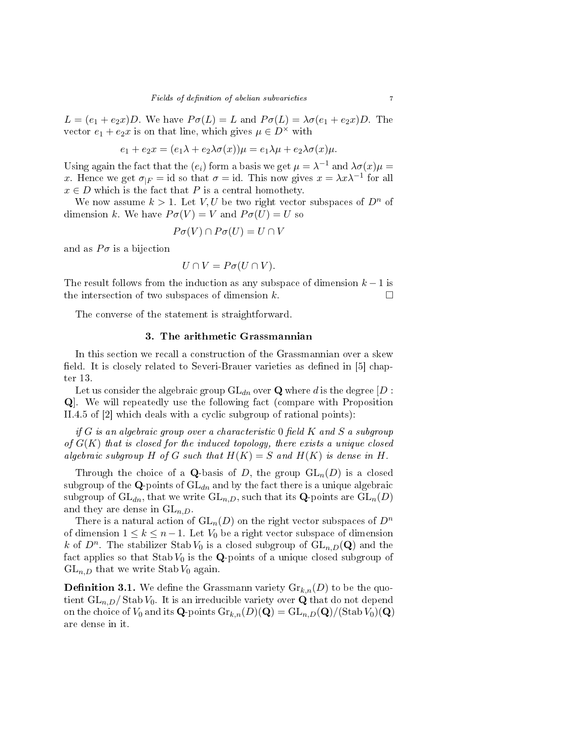$L = (e_1 + e_2 x)D$. We have $P\sigma(L) = L$ and $P\sigma(L) = \lambda\sigma(e_1 + e_2 x)D$. The vector $e_1 + e_2 x$ is on that line, which gives $\mu \in D^\times$ with

$$e_1 + e_2 x = (e_1\lambda + e_2\lambda\sigma(x))\mu = e_1\lambda\mu + e_2\lambda\sigma(x)\mu.$$

Using again the fact that the $(e_i)$ form a basis we get $\mu = \lambda^{-1}$ and $\lambda\sigma(x)\mu = x$. Hence we get $\sigma_{|F} = \mathrm{id}$ so that $\sigma = \mathrm{id}$. This now gives $x = \lambda x \lambda^{-1}$ for all $x \in D$ which is the fact that $P$ is a central homothety.

We now assume $k > 1$. Let $V, U$ be two right vector subspaces of $D^n$ of dimension $k$. We have $P\sigma(V) = V$ and $P\sigma(U) = U$ so

$$P\sigma(V) \cap P\sigma(U) = U \cap V$$

and as $P\sigma$ is a bijection

$$U \cap V = P\sigma(U \cap V).$$

The result follows from the induction as any subspace of dimension $k-1$ is the intersection of two subspaces of dimension $k$. $\square$

The converse of the statement is straightforward.

## 3. The arithmetic Grassmannian

In this section we recall a construction of the Grassmannian over a skew field. It is closely related to Severi-Brauer varieties as defined in [5] chapter 13.

Let us consider the algebraic group $\mathrm{GL}_{dn}$ over $\mathbf{Q}$ where $d$ is the degree $[D : \mathbf{Q}]$. We will repeatedly use the following fact (compare with Proposition II.4.5 of [2] which deals with a cyclic subgroup of rational points):

*if $G$ is an algebraic group over a characteristic $0$ field $K$ and $S$ a subgroup of $G(K)$ that is closed for the induced topology, there exists a unique closed algebraic subgroup $H$ of $G$ such that $H(K) = S$ and $H(K)$ is dense in $H$.*

Through the choice of a $\mathbf{Q}$-basis of $D$, the group $\mathrm{GL}_n(D)$ is a closed subgroup of the $\mathbf{Q}$-points of $\mathrm{GL}_{dn}$ and by the fact there is a unique algebraic subgroup of $\mathrm{GL}_{dn}$, that we write $\mathrm{GL}_{n,D}$, such that its $\mathbf{Q}$-points are $\mathrm{GL}_n(D)$ and they are dense in $\mathrm{GL}_{n,D}$.

There is a natural action of $\mathrm{GL}_n(D)$ on the right vector subspaces of $D^n$ of dimension $1 \leq k \leq n-1$. Let $V_0$ be a right vector subspace of dimension $k$ of $D^n$. The stabilizer $\operatorname{Stab} V_0$ is a closed subgroup of $\mathrm{GL}_{n,D}(\mathbf{Q})$ and the fact applies so that $\operatorname{Stab} V_0$ is the $\mathbf{Q}$-points of a unique closed subgroup of $\mathrm{GL}_{n,D}$ that we write $\operatorname{Stab} V_0$ again.

**Definition 3.1.** We define the Grassmann variety $\mathrm{Gr}_{k,n}(D)$ to be the quotient $\mathrm{GL}_{n,D}/\operatorname{Stab} V_0$. It is an irreducible variety over $\mathbf{Q}$ that do not depend on the choice of $V_0$ and its $\mathbf{Q}$-points $\mathrm{Gr}_{k,n}(D)(\mathbf{Q}) = \mathrm{GL}_{n,D}(\mathbf{Q})/(\operatorname{Stab} V_0)(\mathbf{Q})$ are dense in it.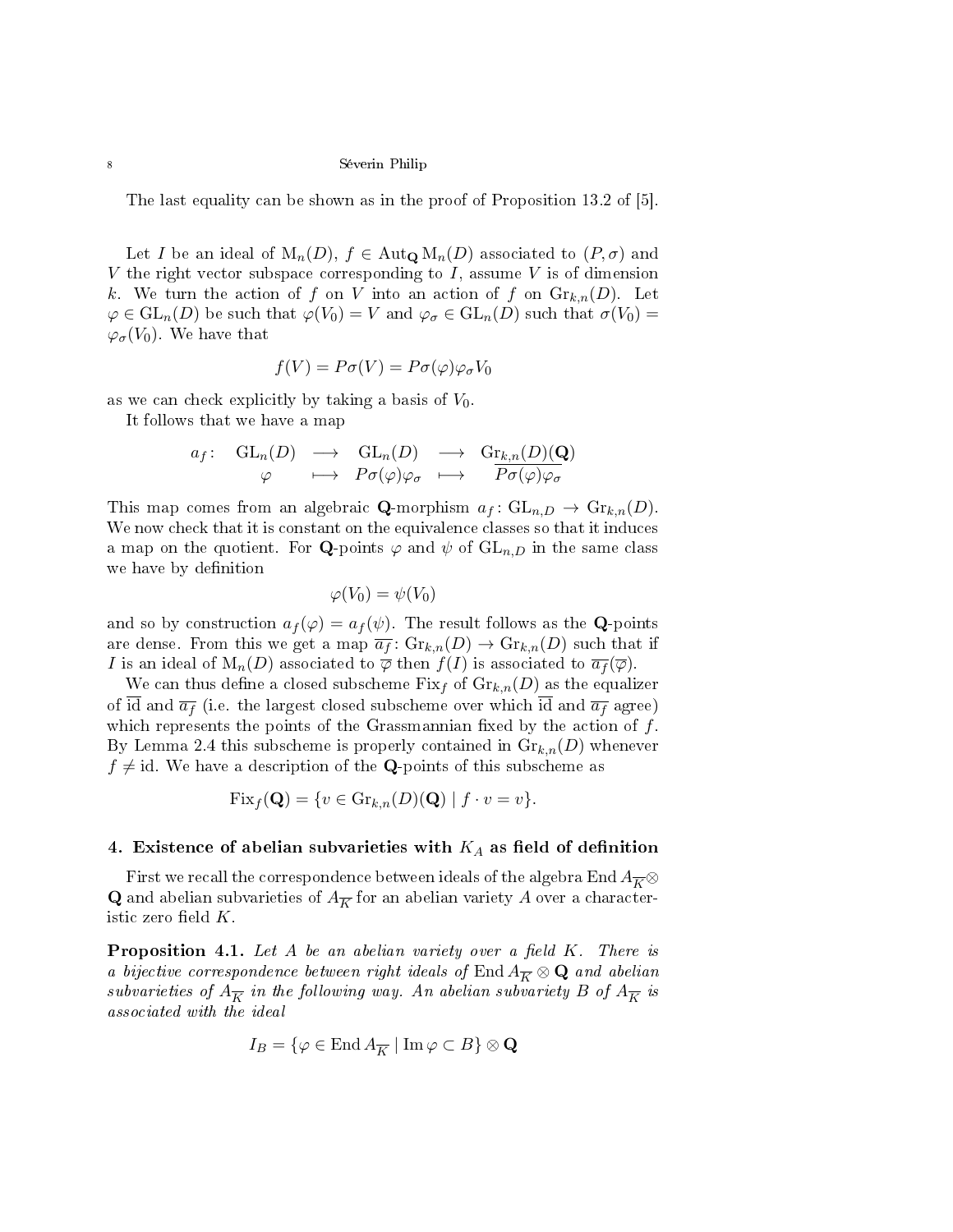The last equality can be shown as in the proof of Proposition 13.2 of [5].

Let $I$ be an ideal of $\mathrm{M}_n(D)$, $f \in \mathrm{Aut}_{\mathbf{Q}} \mathrm{M}_n(D)$ associated to $(P, \sigma)$ and $V$ the right vector subspace corresponding to $I$, assume $V$ is of dimension $k$. We turn the action of $f$ on $V$ into an action of $f$ on $\mathrm{Gr}_{k,n}(D)$. Let $\varphi \in \mathrm{GL}_n(D)$ be such that $\varphi(V_0) = V$ and $\varphi_\sigma \in \mathrm{GL}_n(D)$ such that $\sigma(V_0) = \varphi_\sigma(V_0)$. We have that

$$f(V) = P\sigma(V) = P\sigma(\varphi)\varphi_\sigma V_0$$

as we can check explicitly by taking a basis of $V_0$.

It follows that we have a map

$$\begin{array}{rccccc} a_f\colon & \mathrm{GL}_n(D) & \longrightarrow & \mathrm{GL}_n(D) & \longrightarrow & \mathrm{Gr}_{k,n}(D)(\mathbf{Q}) \\ & \varphi & \longmapsto & P\sigma(\varphi)\varphi_\sigma & \longmapsto & \overline{P\sigma(\varphi)\varphi_\sigma} \end{array}$$

This map comes from an algebraic $\mathbf{Q}$-morphism $a_f\colon \mathrm{GL}_{n,D} \to \mathrm{Gr}_{k,n}(D)$. We now check that it is constant on the equivalence classes so that it induces a map on the quotient. For $\mathbf{Q}$-points $\varphi$ and $\psi$ of $\mathrm{GL}_{n,D}$ in the same class we have by definition

$$\varphi(V_0) = \psi(V_0)$$

and so by construction $a_f(\varphi) = a_f(\psi)$. The result follows as the $\mathbf{Q}$-points are dense. From this we get a map $\overline{a_f}\colon \mathrm{Gr}_{k,n}(D) \to \mathrm{Gr}_{k,n}(D)$ such that if $I$ is an ideal of $\mathrm{M}_n(D)$ associated to $\overline{\varphi}$ then $f(I)$ is associated to $\overline{a_f}(\overline{\varphi})$.

We can thus define a closed subscheme $\mathrm{Fix}_f$ of $\mathrm{Gr}_{k,n}(D)$ as the equalizer of $\overline{\mathrm{id}}$ and $\overline{a_f}$ (i.e. the largest closed subscheme over which $\overline{\mathrm{id}}$ and $\overline{a_f}$ agree) which represents the points of the Grassmannian fixed by the action of $f$. By Lemma 2.4 this subscheme is properly contained in $\mathrm{Gr}_{k,n}(D)$ whenever $f \neq \mathrm{id}$. We have a description of the $\mathbf{Q}$-points of this subscheme as

$$\mathrm{Fix}_f(\mathbf{Q}) = \{v \in \mathrm{Gr}_{k,n}(D)(\mathbf{Q}) \mid f \cdot v = v\}.$$

## 4. Existence of abelian subvarieties with $K_A$ as field of definition

First we recall the correspondence between ideals of the algebra $\mathrm{End}\, A_{\overline{K}} \otimes \mathbf{Q}$ and abelian subvarieties of $A_{\overline{K}}$ for an abelian variety $A$ over a characteristic zero field $K$.

**Proposition 4.1.** *Let $A$ be an abelian variety over a field $K$. There is a bijective correspondence between right ideals of $\mathrm{End}\, A_{\overline{K}} \otimes \mathbf{Q}$ and abelian subvarieties of $A_{\overline{K}}$ in the following way. An abelian subvariety $B$ of $A_{\overline{K}}$ is associated with the ideal*

$$I_B = \{\varphi \in \mathrm{End}\, A_{\overline{K}} \mid \mathrm{Im}\, \varphi \subset B\} \otimes \mathbf{Q}$$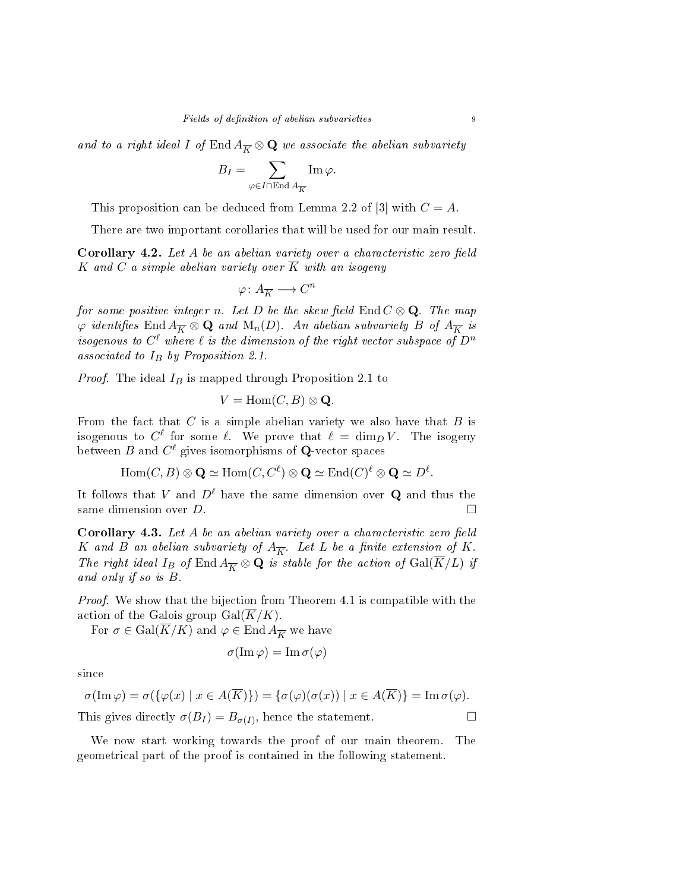*and to a right ideal $I$ of $\operatorname{End} A_{\overline{K}} \otimes \mathbf{Q}$ we associate the abelian subvariety*

$$B_I = \sum_{\varphi \in I \cap \operatorname{End} A_{\overline{K}}} \operatorname{Im} \varphi.$$

This proposition can be deduced from Lemma 2.2 of [3] with $C = A$.

There are two important corollaries that will be used for our main result.

**Corollary 4.2.** *Let $A$ be an abelian variety over a characteristic zero field $K$ and $C$ a simple abelian variety over $\overline{K}$ with an isogeny*

$$\varphi \colon A_{\overline{K}} \longrightarrow C^n$$

*for some positive integer $n$. Let $D$ be the skew field $\operatorname{End} C \otimes \mathbf{Q}$. The map $\varphi$ identifies $\operatorname{End} A_{\overline{K}} \otimes \mathbf{Q}$ and $\mathrm{M}_n(D)$. An abelian subvariety $B$ of $A_{\overline{K}}$ is isogenous to $C^\ell$ where $\ell$ is the dimension of the right vector subspace of $D^n$ associated to $I_B$ by Proposition 2.1.*

*Proof.* The ideal $I_B$ is mapped through Proposition 2.1 to

$$V = \operatorname{Hom}(C, B) \otimes \mathbf{Q}.$$

From the fact that $C$ is a simple abelian variety we also have that $B$ is isogenous to $C^\ell$ for some $\ell$. We prove that $\ell = \dim_D V$. The isogeny between $B$ and $C^\ell$ gives isomorphisms of $\mathbf{Q}$-vector spaces

$$\operatorname{Hom}(C, B) \otimes \mathbf{Q} \simeq \operatorname{Hom}(C, C^\ell) \otimes \mathbf{Q} \simeq \operatorname{End}(C)^\ell \otimes \mathbf{Q} \simeq D^\ell.$$

It follows that $V$ and $D^\ell$ have the same dimension over $\mathbf{Q}$ and thus the same dimension over $D$. $\square$

**Corollary 4.3.** *Let $A$ be an abelian variety over a characteristic zero field $K$ and $B$ an abelian subvariety of $A_{\overline{K}}$. Let $L$ be a finite extension of $K$. The right ideal $I_B$ of $\operatorname{End} A_{\overline{K}} \otimes \mathbf{Q}$ is stable for the action of $\operatorname{Gal}(\overline{K}/L)$ if and only if so is $B$.*

*Proof.* We show that the bijection from Theorem 4.1 is compatible with the action of the Galois group $\operatorname{Gal}(\overline{K}/K)$.

For $\sigma \in \operatorname{Gal}(\overline{K}/K)$ and $\varphi \in \operatorname{End} A_{\overline{K}}$ we have

$$\sigma(\operatorname{Im} \varphi) = \operatorname{Im} \sigma(\varphi)$$

since

$$\sigma(\operatorname{Im} \varphi) = \sigma(\{\varphi(x) \mid x \in A(\overline{K})\}) = \{\sigma(\varphi)(\sigma(x)) \mid x \in A(\overline{K})\} = \operatorname{Im} \sigma(\varphi).$$

This gives directly $\sigma(B_I) = B_{\sigma(I)}$, hence the statement. $\square$

We now start working towards the proof of our main theorem. The geometrical part of the proof is contained in the following statement.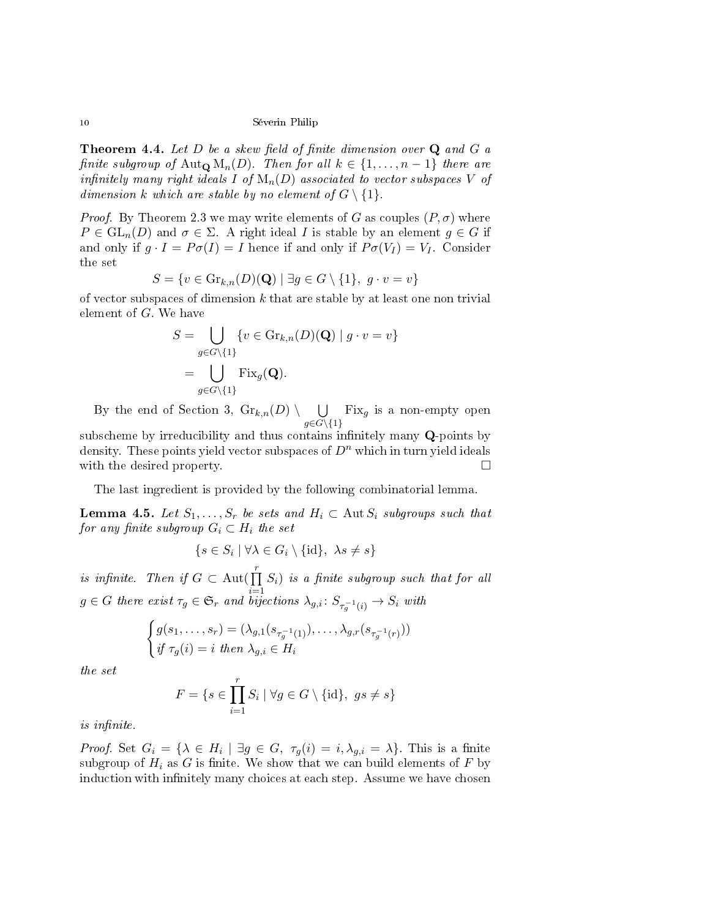**Theorem 4.4.** *Let $D$ be a skew field of finite dimension over $\mathbf{Q}$ and $G$ a finite subgroup of $\operatorname{Aut}_{\mathbf{Q}} \mathrm{M}_n(D)$. Then for all $k \in \{1, \ldots, n-1\}$ there are infinitely many right ideals $I$ of $\mathrm{M}_n(D)$ associated to vector subspaces $V$ of dimension $k$ which are stable by no element of $G \setminus \{1\}$.*

*Proof.* By Theorem 2.3 we may write elements of $G$ as couples $(P, \sigma)$ where $P \in \mathrm{GL}_n(D)$ and $\sigma \in \Sigma$. A right ideal $I$ is stable by an element $g \in G$ if and only if $g \cdot I = P\sigma(I) = I$ hence if and only if $P\sigma(V_I) = V_I$. Consider the set

$$S = \{v \in \mathrm{Gr}_{k,n}(D)(\mathbf{Q}) \mid \exists g \in G \setminus \{1\},\ g \cdot v = v\}$$

of vector subspaces of dimension $k$ that are stable by at least one non trivial element of $G$. We have

$$\begin{aligned} S &= \bigcup_{g \in G \setminus \{1\}} \{v \in \mathrm{Gr}_{k,n}(D)(\mathbf{Q}) \mid g \cdot v = v\} \\ &= \bigcup_{g \in G \setminus \{1\}} \mathrm{Fix}_g(\mathbf{Q}). \end{aligned}$$

By the end of Section 3, $\mathrm{Gr}_{k,n}(D) \setminus \bigcup_{g \in G \setminus \{1\}} \mathrm{Fix}_g$ is a non-empty open subscheme by irreducibility and thus contains infinitely many $\mathbf{Q}$-points by density. These points yield vector subspaces of $D^n$ which in turn yield ideals with the desired property. $\square$

The last ingredient is provided by the following combinatorial lemma.

**Lemma 4.5.** *Let $S_1, \ldots, S_r$ be sets and $H_i \subset \operatorname{Aut} S_i$ subgroups such that for any finite subgroup $G_i \subset H_i$ the set*

$$\{s \in S_i \mid \forall \lambda \in G_i \setminus \{\mathrm{id}\},\ \lambda s \neq s\}$$

*is infinite. Then if $G \subset \operatorname{Aut}(\prod_{i=1}^r S_i)$ is a finite subgroup such that for all $g \in G$ there exist $\tau_g \in \mathfrak{S}_r$ and bijections $\lambda_{g,i} \colon S_{\tau_g^{-1}(i)} \to S_i$ with*

$$\begin{cases} g(s_1, \ldots, s_r) = (\lambda_{g,1}(s_{\tau_g^{-1}(1)}), \ldots, \lambda_{g,r}(s_{\tau_g^{-1}(r)})) \\ \text{if } \tau_g(i) = i \text{ then } \lambda_{g,i} \in H_i \end{cases}$$

*the set*

$$F = \{s \in \prod_{i=1}^r S_i \mid \forall g \in G \setminus \{\mathrm{id}\},\ gs \neq s\}$$

*is infinite.*

*Proof.* Set $G_i = \{\lambda \in H_i \mid \exists g \in G,\ \tau_g(i) = i, \lambda_{g,i} = \lambda\}$. This is a finite subgroup of $H_i$ as $G$ is finite. We show that we can build elements of $F$ by induction with infinitely many choices at each step. Assume we have chosen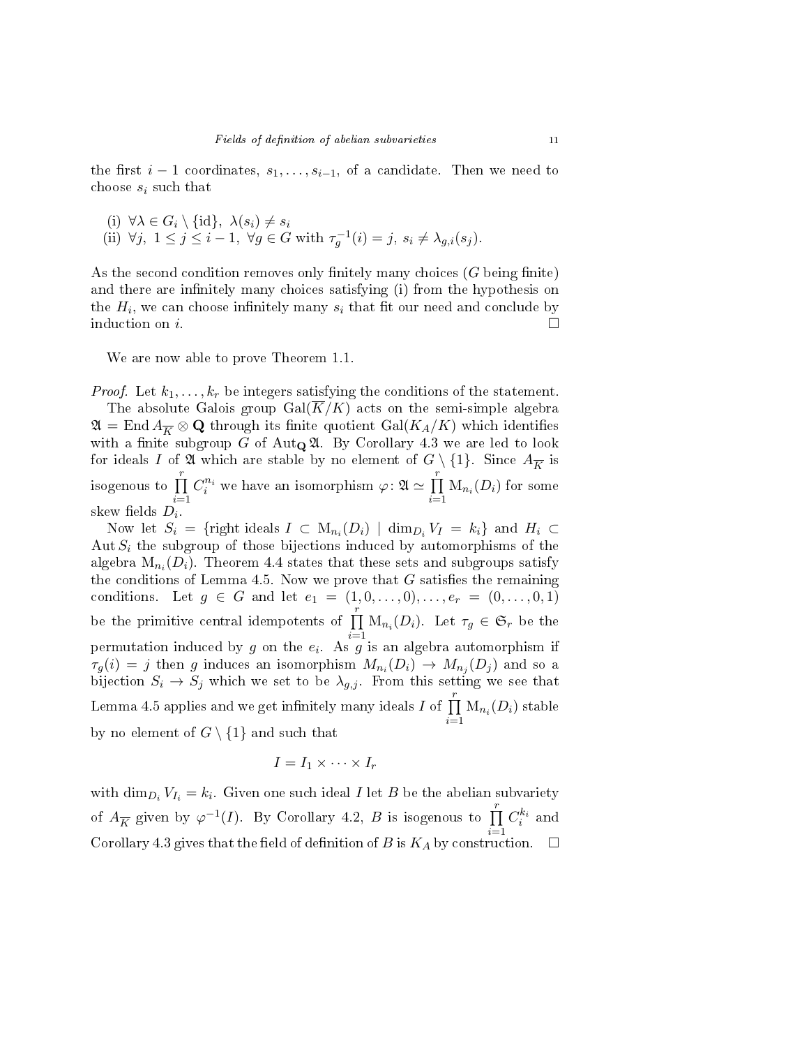the first $i-1$ coordinates, $s_1, \dots, s_{i-1}$, of a candidate. Then we need to choose $s_i$ such that

(i) $\forall \lambda \in G_i \setminus \{\mathrm{id}\},\ \lambda(s_i) \neq s_i$
(ii) $\forall j,\ 1 \leq j \leq i-1,\ \forall g \in G$ with $\tau_g^{-1}(i) = j,\ s_i \neq \lambda_{g,i}(s_j)$.

As the second condition removes only finitely many choices ($G$ being finite) and there are infinitely many choices satisfying (i) from the hypothesis on the $H_i$, we can choose infinitely many $s_i$ that fit our need and conclude by induction on $i$. □

We are now able to prove Theorem 1.1.

*Proof.* Let $k_1, \dots, k_r$ be integers satisfying the conditions of the statement.

The absolute Galois group $\mathrm{Gal}(\overline{K}/K)$ acts on the semi-simple algebra $\mathfrak{A} = \mathrm{End}\, A_{\overline{K}} \otimes \mathbf{Q}$ through its finite quotient $\mathrm{Gal}(K_A/K)$ which identifies with a finite subgroup $G$ of $\mathrm{Aut}_{\mathbf{Q}}\, \mathfrak{A}$. By Corollary 4.3 we are led to look for ideals $I$ of $\mathfrak{A}$ which are stable by no element of $G \setminus \{1\}$. Since $A_{\overline{K}}$ is isogenous to $\prod_{i=1}^{r} C_i^{n_i}$ we have an isomorphism $\varphi\colon \mathfrak{A} \simeq \prod_{i=1}^{r} \mathrm{M}_{n_i}(D_i)$ for some skew fields $D_i$.

Now let $S_i = \{\text{right ideals } I \subset \mathrm{M}_{n_i}(D_i) \mid \dim_{D_i} V_I = k_i\}$ and $H_i \subset \mathrm{Aut}\, S_i$ the subgroup of those bijections induced by automorphisms of the algebra $\mathrm{M}_{n_i}(D_i)$. Theorem 4.4 states that these sets and subgroups satisfy the conditions of Lemma 4.5. Now we prove that $G$ satisfies the remaining conditions. Let $g \in G$ and let $e_1 = (1, 0, \dots, 0), \dots, e_r = (0, \dots, 0, 1)$ be the primitive central idempotents of $\prod_{i=1}^{r} \mathrm{M}_{n_i}(D_i)$. Let $\tau_g \in \mathfrak{S}_r$ be the permutation induced by $g$ on the $e_i$. As $g$ is an algebra automorphism if $\tau_g(i) = j$ then $g$ induces an isomorphism $M_{n_i}(D_i) \to M_{n_j}(D_j)$ and so a bijection $S_i \to S_j$ which we set to be $\lambda_{g,j}$. From this setting we see that Lemma 4.5 applies and we get infinitely many ideals $I$ of $\prod_{i=1}^{r} \mathrm{M}_{n_i}(D_i)$ stable by no element of $G \setminus \{1\}$ and such that

$$I = I_1 \times \cdots \times I_r$$

with $\dim_{D_i} V_{I_i} = k_i$. Given one such ideal $I$ let $B$ be the abelian subvariety of $A_{\overline{K}}$ given by $\varphi^{-1}(I)$. By Corollary 4.2, $B$ is isogenous to $\prod_{i=1}^{r} C_i^{k_i}$ and Corollary 4.3 gives that the field of definition of $B$ is $K_A$ by construction. □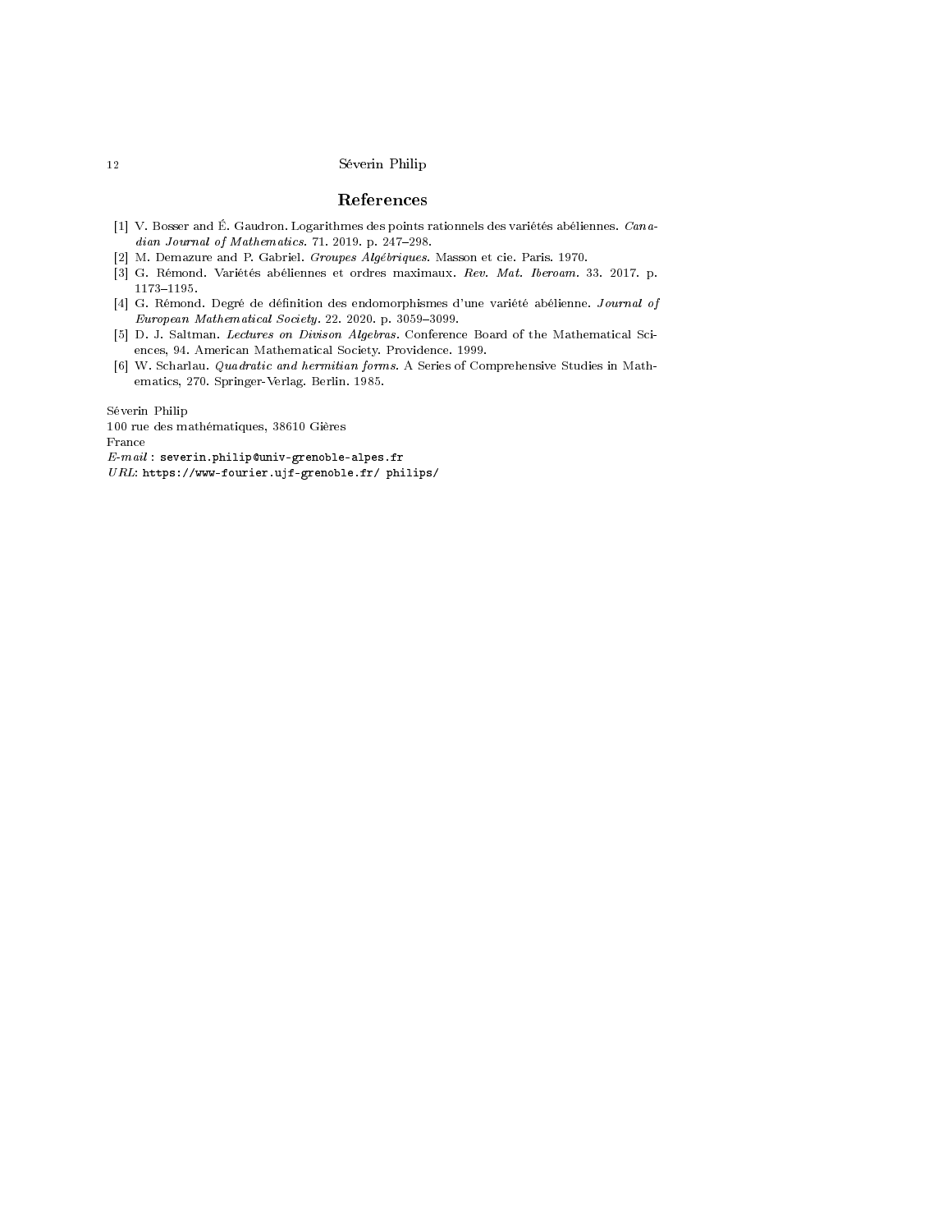## References

[1] V. Bosser and É. Gaudron. Logarithmes des points rationnels des variétés abéliennes. *Canadian Journal of Mathematics*. 71. 2019. p. 247–298.

[2] M. Demazure and P. Gabriel. *Groupes Algébriques*. Masson et cie. Paris. 1970.

[3] G. Rémond. Variétés abéliennes et ordres maximaux. *Rev. Mat. Iberoam.* 33. 2017. p. 1173–1195.

[4] G. Rémond. Degré de définition des endomorphismes d'une variété abélienne. *Journal of European Mathematical Society*. 22. 2020. p. 3059–3099.

[5] D. J. Saltman. *Lectures on Divison Algebras*. Conference Board of the Mathematical Sciences, 94. American Mathematical Society. Providence. 1999.

[6] W. Scharlau. *Quadratic and hermitian forms*. A Series of Comprehensive Studies in Mathematics, 270. Springer-Verlag. Berlin. 1985.

Séverin Philip
100 rue des mathématiques, 38610 Gières
France
*E-mail* : severin.philip@univ-grenoble-alpes.fr
*URL*: https://www-fourier.ujf-grenoble.fr/ philips/